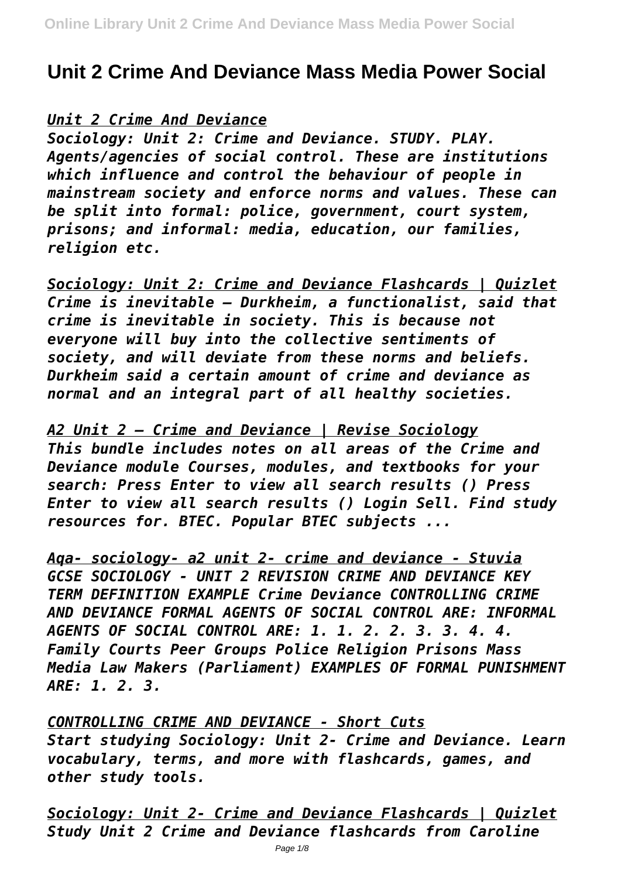# Unit 2 Crime And Deviance Mass Media Power Social

*Unit 2 Crime And Deviance*

*Sociology: Unit 2: Crime and Deviance. STUDY. PLAY. Agents/agencies of social control. These are institutions which influence and control the behaviour of people in mainstream society and enforce norms and values. These can be split into formal: police, government, court system, prisons; and informal: media, education, our families, religion etc.*

*Sociology: Unit 2: Crime and Deviance Flashcards | Quizlet*

*Crime is inevitable – Durkheim, a functionalist, said that crime is inevitable in society. This is because not everyone will buy into the collective sentiments of society, and will deviate from these norms and beliefs. Durkheim said a certain amount of crime and deviance as normal and an integral part of all healthy societies.*

*A2 Unit 2 – Crime and Deviance | Revise Sociology*

*This bundle includes notes on all areas of the Crime and Deviance module Courses, modules, and textbooks for your search: Press Enter to view all search results () Press Enter to view all search results () Login Sell. Find study resources for. BTEC. Popular BTEC subjects ...*

*Aqa- sociology- a2 unit 2- crime and deviance - Stuvia*

*GCSE SOCIOLOGY - UNIT 2 REVISION CRIME AND DEVIANCE KEY TERM DEFINITION EXAMPLE Crime Deviance CONTROLLING CRIME AND DEVIANCE FORMAL AGENTS OF SOCIAL CONTROL ARE: INFORMAL AGENTS OF SOCIAL CONTROL ARE: 1. 1. 2. 2. 3. 3. 4. 4. Family Courts Peer Groups Police Religion Prisons Mass Media Law Makers (Parliament) EXAMPLES OF FORMAL PUNISHMENT ARE: 1. 2. 3.*

*CONTROLLING CRIME AND DEVIANCE - Short Cuts*

*Start studying Sociology: Unit 2- Crime and Deviance. Learn vocabulary, terms, and more with flashcards, games, and other study tools.*

*Sociology: Unit 2- Crime and Deviance Flashcards | Quizlet*

*Study Unit 2 Crime and Deviance flashcards from Caroline*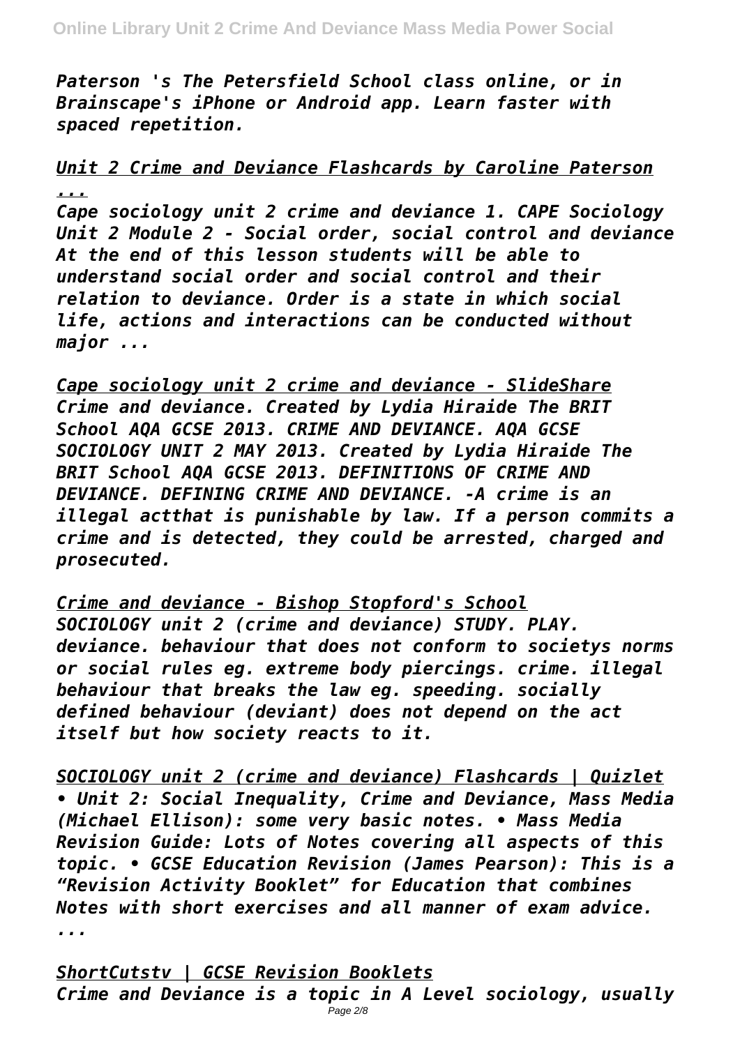*Paterson 's The Petersfield School class online, or in Brainscape's iPhone or Android app. Learn faster with spaced repetition.*

## *Unit 2 Crime and Deviance Flashcards by Caroline Paterson ...*

*Cape sociology unit 2 crime and deviance 1. CAPE Sociology Unit 2 Module 2 - Social order, social control and deviance At the end of this lesson students will be able to understand social order and social control and their relation to deviance. Order is a state in which social life, actions and interactions can be conducted without major ...*

## *Cape sociology unit 2 crime and deviance - SlideShare*

*Crime and deviance. Created by Lydia Hiraide The BRIT School AQA GCSE 2013. CRIME AND DEVIANCE. AQA GCSE SOCIOLOGY UNIT 2 MAY 2013. Created by Lydia Hiraide The BRIT School AQA GCSE 2013. DEFINITIONS OF CRIME AND DEVIANCE. DEFINING CRIME AND DEVIANCE. -A crime is an illegal actthat is punishable by law. If a person commits a crime and is detected, they could be arrested, charged and prosecuted.*

## *Crime and deviance - Bishop Stopford's School*

*SOCIOLOGY unit 2 (crime and deviance) STUDY. PLAY. deviance. behaviour that does not conform to societys norms or social rules eg. extreme body piercings. crime. illegal behaviour that breaks the law eg. speeding. socially defined behaviour (deviant) does not depend on the act itself but how society reacts to it.*

## *SOCIOLOGY unit 2 (crime and deviance) Flashcards | Quizlet*

*• Unit 2: Social Inequality, Crime and Deviance, Mass Media (Michael Ellison): some very basic notes. • Mass Media Revision Guide: Lots of Notes covering all aspects of this topic. • GCSE Education Revision (James Pearson): This is a "Revision Activity Booklet" for Education that combines Notes with short exercises and all manner of exam advice. ...*

## *ShortCutstv | GCSE Revision Booklets*

*Crime and Deviance is a topic in A Level sociology, usually*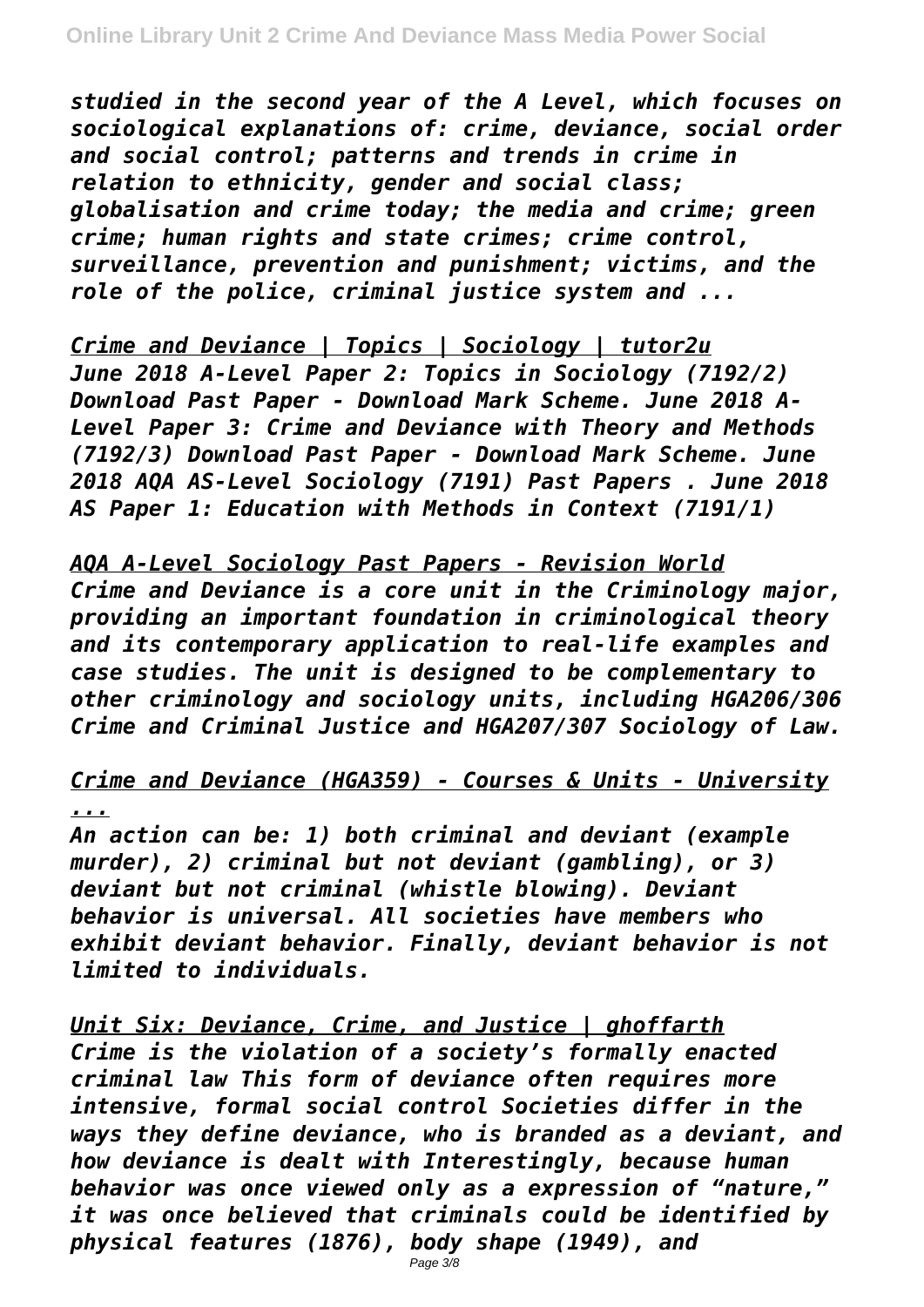*studied in the second year of the A Level, which focuses on sociological explanations of: crime, deviance, social order and social control; patterns and trends in crime in relation to ethnicity, gender and social class; globalisation and crime today; the media and crime; green crime; human rights and state crimes; crime control, surveillance, prevention and punishment; victims, and the role of the police, criminal justice system and ...*

*Crime and Deviance | Topics | Sociology | tutor2u*

*June 2018 A-Level Paper 2: Topics in Sociology (7192/2) Download Past Paper - Download Mark Scheme. June 2018 A-Level Paper 3: Crime and Deviance with Theory and Methods (7192/3) Download Past Paper - Download Mark Scheme. June 2018 AQA AS-Level Sociology (7191) Past Papers . June 2018 AS Paper 1: Education with Methods in Context (7191/1)*

*AQA A-Level Sociology Past Papers - Revision World*

*Crime and Deviance is a core unit in the Criminology major, providing an important foundation in criminological theory and its contemporary application to real-life examples and case studies. The unit is designed to be complementary to other criminology and sociology units, including HGA206/306 Crime and Criminal Justice and HGA207/307 Sociology of Law.*

*Crime and Deviance (HGA359) - Courses & Units - University ...*

*An action can be: 1) both criminal and deviant (example murder), 2) criminal but not deviant (gambling), or 3) deviant but not criminal (whistle blowing). Deviant behavior is universal. All societies have members who exhibit deviant behavior. Finally, deviant behavior is not limited to individuals.*

*Unit Six: Deviance, Crime, and Justice | ghoffarth*

*Crime is the violation of a society's formally enacted criminal law This form of deviance often requires more intensive, formal social control Societies differ in the ways they define deviance, who is branded as a deviant, and how deviance is dealt with Interestingly, because human behavior was once viewed only as a expression of "nature," it was once believed that criminals could be identified by physical features (1876), body shape (1949), and*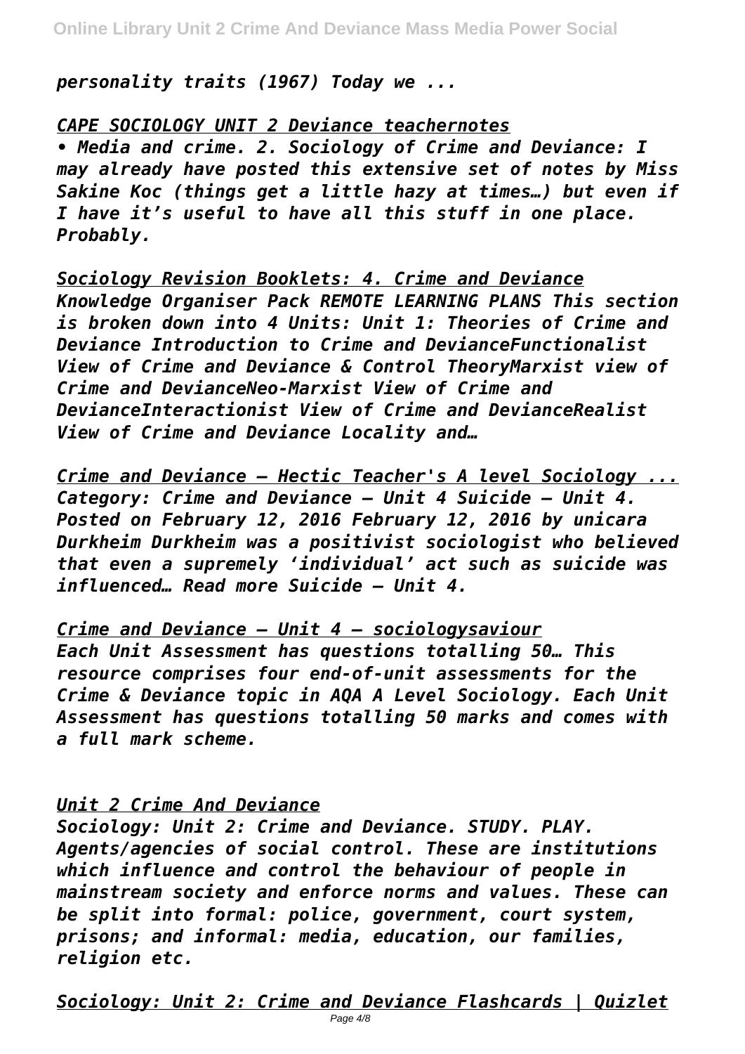*personality traits (1967) Today we ...*

*CAPE SOCIOLOGY UNIT 2 Deviance teachernotes*

*• Media and crime. 2. Sociology of Crime and Deviance: I may already have posted this extensive set of notes by Miss Sakine Koc (things get a little hazy at times…) but even if I have it's useful to have all this stuff in one place. Probably.*

*Sociology Revision Booklets: 4. Crime and Deviance*

*Knowledge Organiser Pack REMOTE LEARNING PLANS This section is broken down into 4 Units: Unit 1: Theories of Crime and Deviance Introduction to Crime and DevianceFunctionalist View of Crime and Deviance & Control TheoryMarxist view of Crime and DevianceNeo-Marxist View of Crime and DevianceInteractionist View of Crime and DevianceRealist View of Crime and Deviance Locality and…*

*Crime and Deviance – Hectic Teacher's A level Sociology ...*

*Category: Crime and Deviance – Unit 4 Suicide – Unit 4. Posted on February 12, 2016 February 12, 2016 by unicara Durkheim Durkheim was a positivist sociologist who believed that even a supremely 'individual' act such as suicide was influenced… Read more Suicide – Unit 4.*

*Crime and Deviance – Unit 4 – sociologysaviour*

*Each Unit Assessment has questions totalling 50… This resource comprises four end-of-unit assessments for the Crime & Deviance topic in AQA A Level Sociology. Each Unit Assessment has questions totalling 50 marks and comes with a full mark scheme.*

*Unit 2 Crime And Deviance*

*Sociology: Unit 2: Crime and Deviance. STUDY. PLAY. Agents/agencies of social control. These are institutions which influence and control the behaviour of people in mainstream society and enforce norms and values. These can be split into formal: police, government, court system, prisons; and informal: media, education, our families, religion etc.*

*Sociology: Unit 2: Crime and Deviance Flashcards | Quizlet*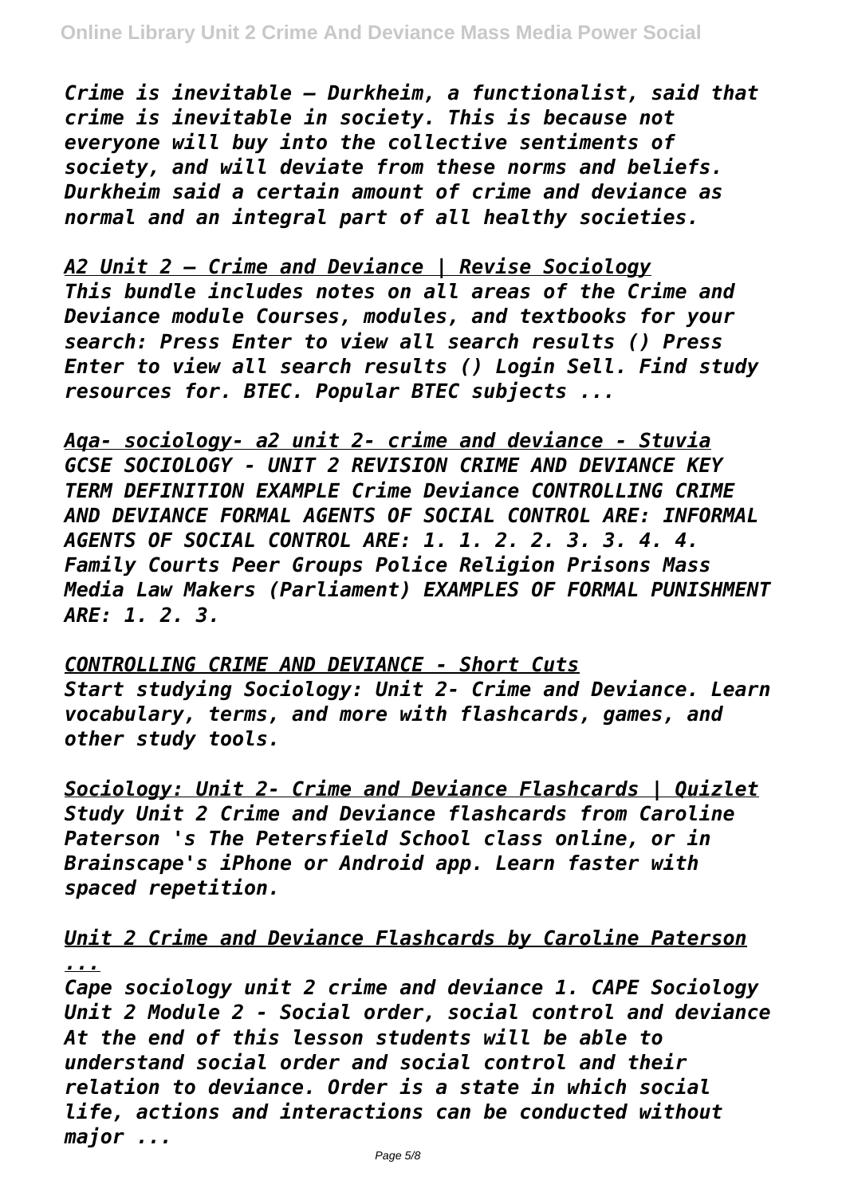*Crime is inevitable – Durkheim, a functionalist, said that crime is inevitable in society. This is because not everyone will buy into the collective sentiments of society, and will deviate from these norms and beliefs. Durkheim said a certain amount of crime and deviance as normal and an integral part of all healthy societies.*

*A2 Unit 2 – Crime and Deviance | Revise Sociology*

*This bundle includes notes on all areas of the Crime and Deviance module Courses, modules, and textbooks for your search: Press Enter to view all search results () Press Enter to view all search results () Login Sell. Find study resources for. BTEC. Popular BTEC subjects ...*

*Aqa- sociology- a2 unit 2- crime and deviance - Stuvia*

*GCSE SOCIOLOGY - UNIT 2 REVISION CRIME AND DEVIANCE KEY TERM DEFINITION EXAMPLE Crime Deviance CONTROLLING CRIME AND DEVIANCE FORMAL AGENTS OF SOCIAL CONTROL ARE: INFORMAL AGENTS OF SOCIAL CONTROL ARE: 1. 1. 2. 2. 3. 3. 4. 4. Family Courts Peer Groups Police Religion Prisons Mass Media Law Makers (Parliament) EXAMPLES OF FORMAL PUNISHMENT ARE: 1. 2. 3.*

*CONTROLLING CRIME AND DEVIANCE - Short Cuts*

*Start studying Sociology: Unit 2- Crime and Deviance. Learn vocabulary, terms, and more with flashcards, games, and other study tools.*

*Sociology: Unit 2- Crime and Deviance Flashcards | Quizlet*

*Study Unit 2 Crime and Deviance flashcards from Caroline Paterson 's The Petersfield School class online, or in Brainscape's iPhone or Android app. Learn faster with spaced repetition.*

*Unit 2 Crime and Deviance Flashcards by Caroline Paterson ...*

*Cape sociology unit 2 crime and deviance 1. CAPE Sociology Unit 2 Module 2 - Social order, social control and deviance At the end of this lesson students will be able to understand social order and social control and their relation to deviance. Order is a state in which social life, actions and interactions can be conducted without major ...*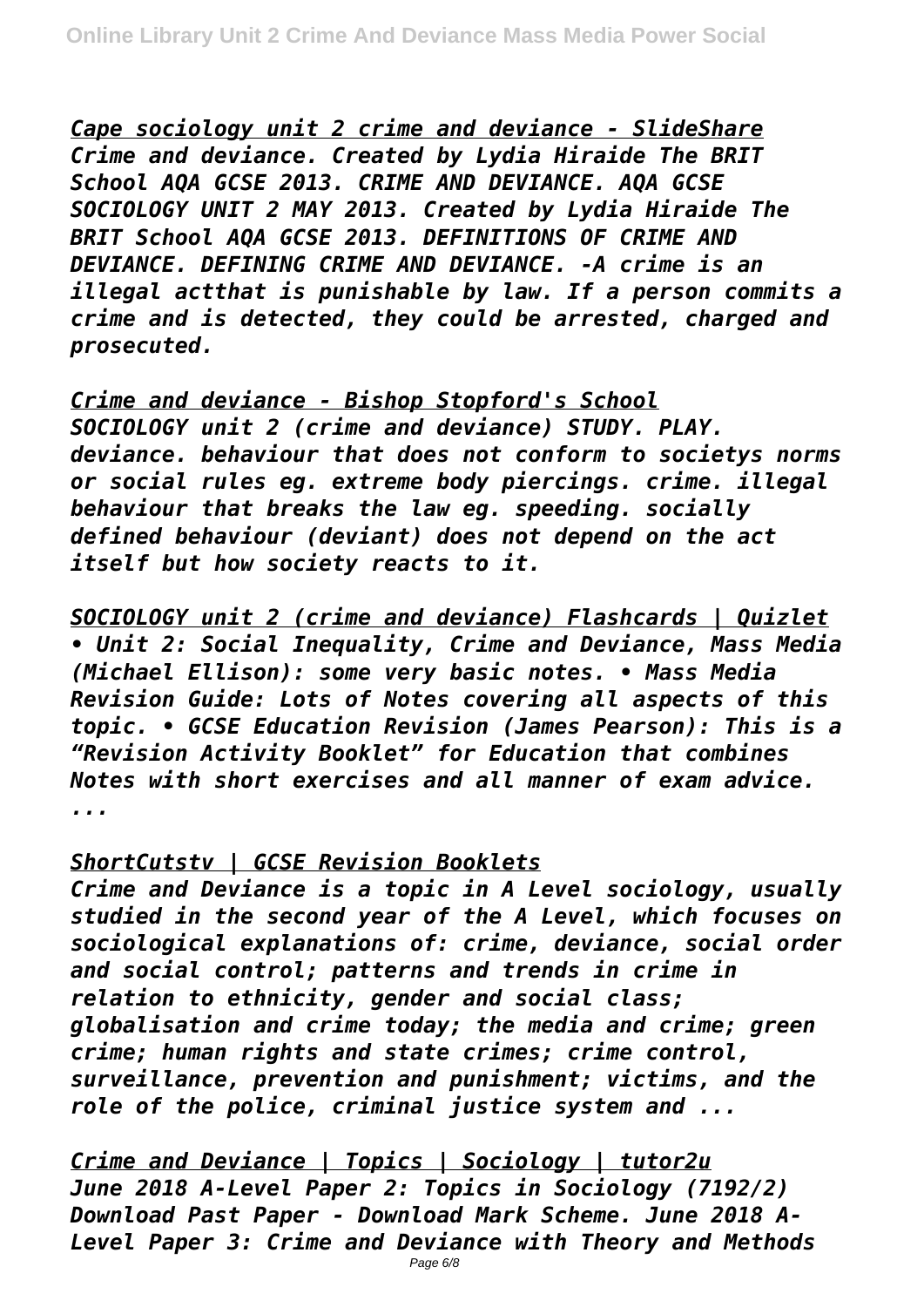*[Cape sociology unit 2 crime and deviance - SlideShare](#)*
***Crime and deviance. Created by Lydia Hiraide The BRIT School AQA GCSE 2013. CRIME AND DEVIANCE. AQA GCSE SOCIOLOGY UNIT 2 MAY 2013. Created by Lydia Hiraide The BRIT School AQA GCSE 2013. DEFINITIONS OF CRIME AND DEVIANCE. DEFINING CRIME AND DEVIANCE. -A crime is an illegal actthat is punishable by law. If a person commits a crime and is detected, they could be arrested, charged and prosecuted.***

*[Crime and deviance - Bishop Stopford's School](#)*
***SOCIOLOGY unit 2 (crime and deviance) STUDY. PLAY. deviance. behaviour that does not conform to societys norms or social rules eg. extreme body piercings. crime. illegal behaviour that breaks the law eg. speeding. socially defined behaviour (deviant) does not depend on the act itself but how society reacts to it.***

*[SOCIOLOGY unit 2 (crime and deviance) Flashcards | Quizlet](#)*
***• Unit 2: Social Inequality, Crime and Deviance, Mass Media (Michael Ellison): some very basic notes. • Mass Media Revision Guide: Lots of Notes covering all aspects of this topic. • GCSE Education Revision (James Pearson): This is a "Revision Activity Booklet" for Education that combines Notes with short exercises and all manner of exam advice. ...***

*[ShortCutstv | GCSE Revision Booklets](#)*
***Crime and Deviance is a topic in A Level sociology, usually studied in the second year of the A Level, which focuses on sociological explanations of: crime, deviance, social order and social control; patterns and trends in crime in relation to ethnicity, gender and social class; globalisation and crime today; the media and crime; green crime; human rights and state crimes; crime control, surveillance, prevention and punishment; victims, and the role of the police, criminal justice system and ...***

*[Crime and Deviance | Topics | Sociology | tutor2u](#)*
***June 2018 A-Level Paper 2: Topics in Sociology (7192/2) Download Past Paper - Download Mark Scheme. June 2018 A-Level Paper 3: Crime and Deviance with Theory and Methods***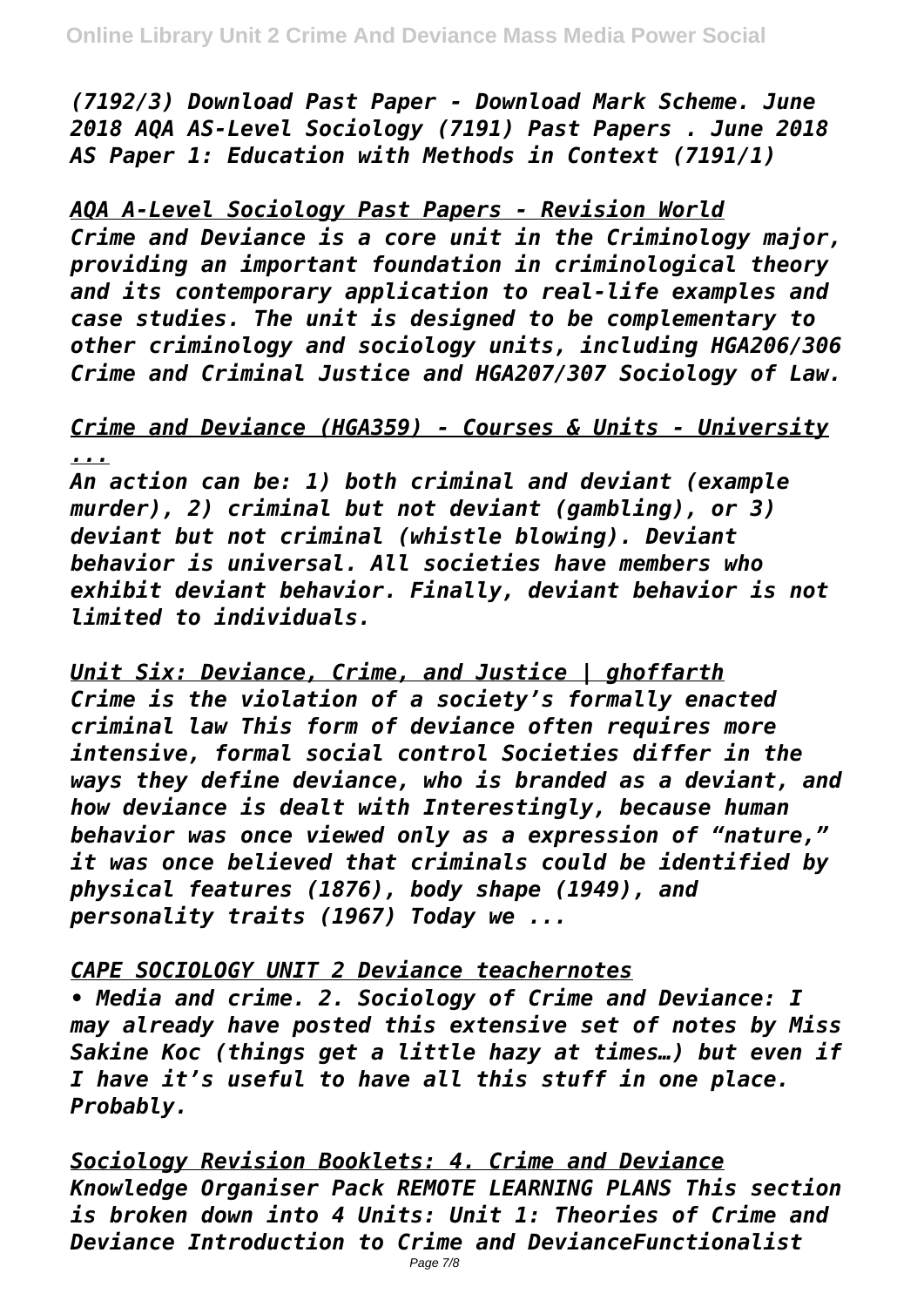*(7192/3) Download Past Paper - Download Mark Scheme. June 2018 AQA AS-Level Sociology (7191) Past Papers . June 2018 AS Paper 1: Education with Methods in Context (7191/1)*

*AQA A-Level Sociology Past Papers - Revision World*

*Crime and Deviance is a core unit in the Criminology major, providing an important foundation in criminological theory and its contemporary application to real-life examples and case studies. The unit is designed to be complementary to other criminology and sociology units, including HGA206/306 Crime and Criminal Justice and HGA207/307 Sociology of Law.*

*Crime and Deviance (HGA359) - Courses & Units - University ...*

*An action can be: 1) both criminal and deviant (example murder), 2) criminal but not deviant (gambling), or 3) deviant but not criminal (whistle blowing). Deviant behavior is universal. All societies have members who exhibit deviant behavior. Finally, deviant behavior is not limited to individuals.*

*Unit Six: Deviance, Crime, and Justice | ghoffarth*

*Crime is the violation of a society's formally enacted criminal law This form of deviance often requires more intensive, formal social control Societies differ in the ways they define deviance, who is branded as a deviant, and how deviance is dealt with Interestingly, because human behavior was once viewed only as a expression of "nature," it was once believed that criminals could be identified by physical features (1876), body shape (1949), and personality traits (1967) Today we ...*

*CAPE SOCIOLOGY UNIT 2 Deviance teachernotes*

*• Media and crime. 2. Sociology of Crime and Deviance: I may already have posted this extensive set of notes by Miss Sakine Koc (things get a little hazy at times…) but even if I have it's useful to have all this stuff in one place. Probably.*

*Sociology Revision Booklets: 4. Crime and Deviance*

*Knowledge Organiser Pack REMOTE LEARNING PLANS This section is broken down into 4 Units: Unit 1: Theories of Crime and Deviance Introduction to Crime and DevianceFunctionalist*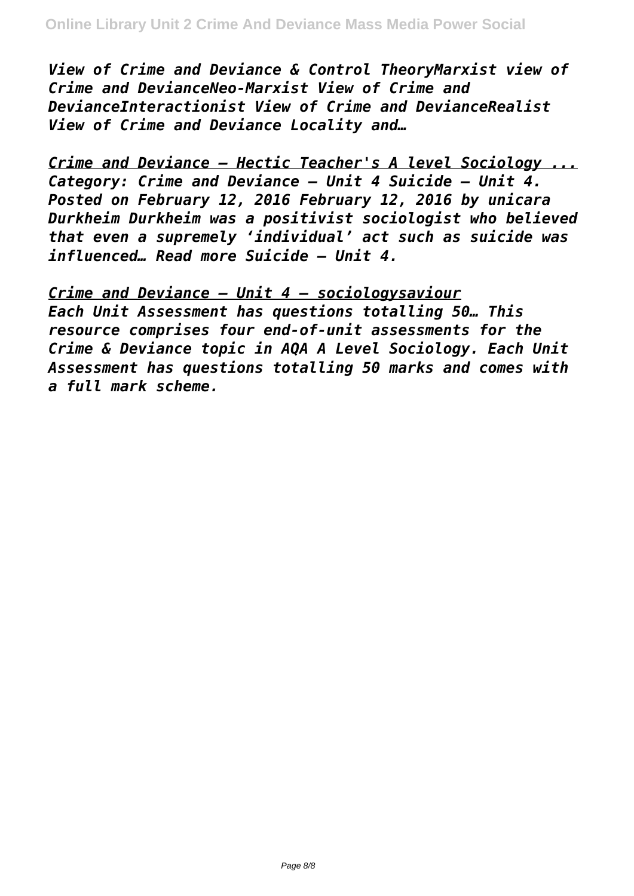*View of Crime and Deviance & Control TheoryMarxist view of Crime and DevianceNeo-Marxist View of Crime and DevianceInteractionist View of Crime and DevianceRealist View of Crime and Deviance Locality and…*

***Crime and Deviance – Hectic Teacher's A level Sociology ...***

*Category: Crime and Deviance – Unit 4 Suicide – Unit 4. Posted on February 12, 2016 February 12, 2016 by unicara Durkheim Durkheim was a positivist sociologist who believed that even a supremely 'individual' act such as suicide was influenced… Read more Suicide – Unit 4.*

***Crime and Deviance – Unit 4 – sociologysaviour***

*Each Unit Assessment has questions totalling 50… This resource comprises four end-of-unit assessments for the Crime & Deviance topic in AQA A Level Sociology. Each Unit Assessment has questions totalling 50 marks and comes with a full mark scheme.*